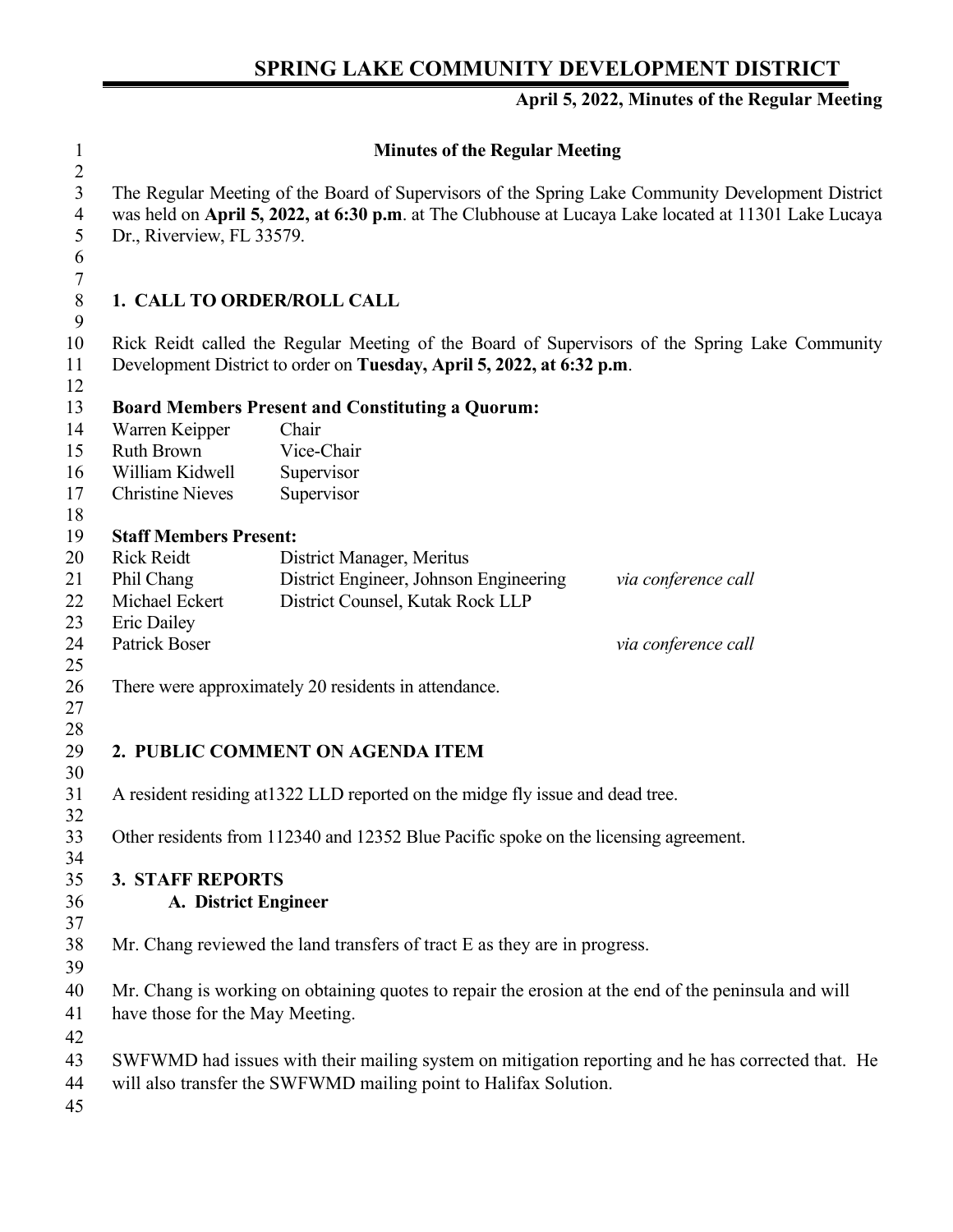# SPRING LAKE COMMUNITY DEVELOPMENT DISTRICT

**April 5, 2022, Minutes of the Regular Meeting**

## Minutes of the Regular Meeting

The Regular Meeting of the Board of Supervisors of the Spring Lake Community Development District was held on **April 5, 2022, at 6:30 p.m**. at The Clubhouse at Lucaya Lake located at 11301 Lake Lucaya Dr., Riverview, FL 33579.

## 1. CALL TO ORDER/ROLL CALL

Rick Reidt called the Regular Meeting of the Board of Supervisors of the Spring Lake Community Development District to order on **Tuesday, April 5, 2022, at 6:32 p.m**.

**Board Members Present and Constituting a Quorum:**

| | |
|---|---|
| Warren Keipper | Chair |
| Ruth Brown | Vice-Chair |
| William Kidwell | Supervisor |
| Christine Nieves | Supervisor |

**Staff Members Present:**

| | | |
|---|---|---|
| Rick Reidt | District Manager, Meritus | |
| Phil Chang | District Engineer, Johnson Engineering | *via conference call* |
| Michael Eckert | District Counsel, Kutak Rock LLP | |
| Eric Dailey | | |
| Patrick Boser | | *via conference call* |

There were approximately 20 residents in attendance.

## 2. PUBLIC COMMENT ON AGENDA ITEM

A resident residing at1322 LLD reported on the midge fly issue and dead tree.

Other residents from 112340 and 12352 Blue Pacific spoke on the licensing agreement.

## 3. STAFF REPORTS

### A. District Engineer

Mr. Chang reviewed the land transfers of tract E as they are in progress.

Mr. Chang is working on obtaining quotes to repair the erosion at the end of the peninsula and will have those for the May Meeting.

SWFWMD had issues with their mailing system on mitigation reporting and he has corrected that. He will also transfer the SWFWMD mailing point to Halifax Solution.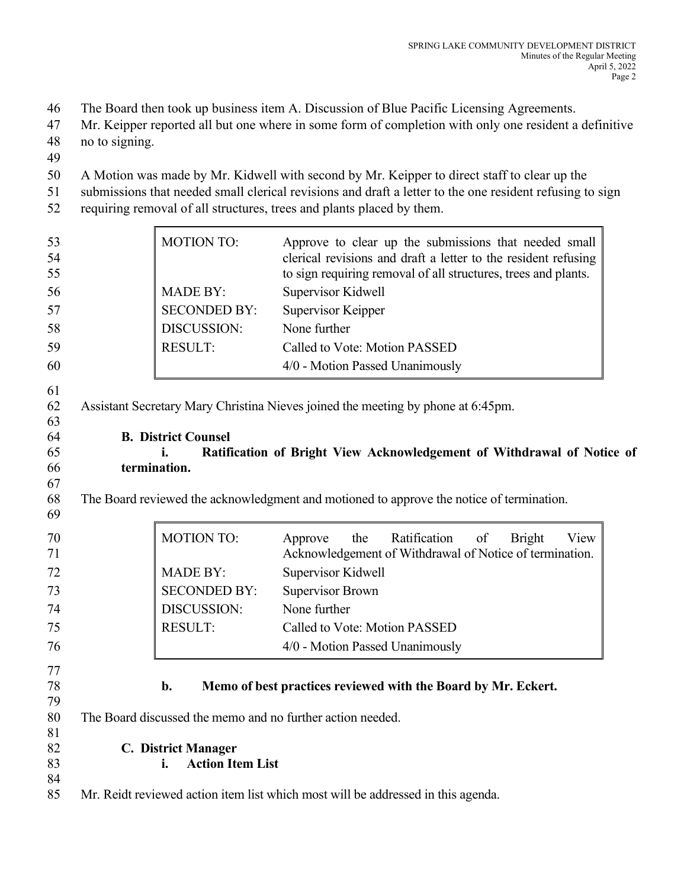The Board then took up business item A. Discussion of Blue Pacific Licensing Agreements. Mr. Keipper reported all but one where in some form of completion with only one resident a definitive no to signing.

A Motion was made by Mr. Kidwell with second by Mr. Keipper to direct staff to clear up the submissions that needed small clerical revisions and draft a letter to the one resident refusing to sign requiring removal of all structures, trees and plants placed by them.

| | |
|---|---|
| MOTION TO: | Approve to clear up the submissions that needed small clerical revisions and draft a letter to the resident refusing to sign requiring removal of all structures, trees and plants. |
| MADE BY: | Supervisor Kidwell |
| SECONDED BY: | Supervisor Keipper |
| DISCUSSION: | None further |
| RESULT: | Called to Vote: Motion PASSED<br>4/0 - Motion Passed Unanimously |

Assistant Secretary Mary Christina Nieves joined the meeting by phone at 6:45pm.

**B. District Counsel**

**i. Ratification of Bright View Acknowledgement of Withdrawal of Notice of termination.**

The Board reviewed the acknowledgment and motioned to approve the notice of termination.

| | |
|---|---|
| MOTION TO: | Approve the Ratification of Bright View Acknowledgement of Withdrawal of Notice of termination. |
| MADE BY: | Supervisor Kidwell |
| SECONDED BY: | Supervisor Brown |
| DISCUSSION: | None further |
| RESULT: | Called to Vote: Motion PASSED<br>4/0 - Motion Passed Unanimously |

**b. Memo of best practices reviewed with the Board by Mr. Eckert.**

The Board discussed the memo and no further action needed.

**C. District Manager**

**i. Action Item List**

Mr. Reidt reviewed action item list which most will be addressed in this agenda.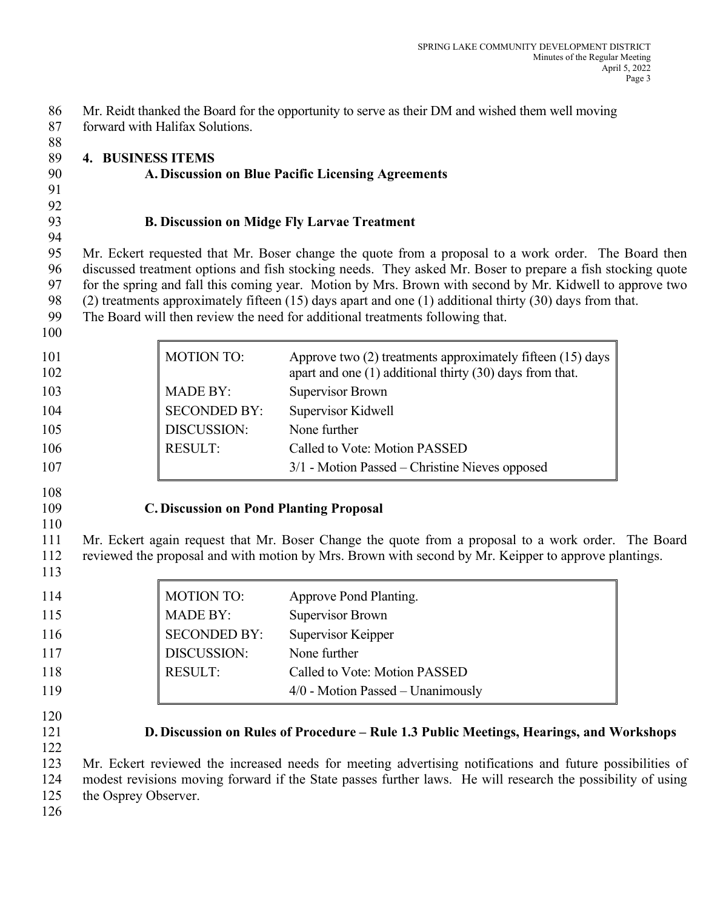Mr. Reidt thanked the Board for the opportunity to serve as their DM and wished them well moving forward with Halifax Solutions.

## 4. BUSINESS ITEMS

### A. Discussion on Blue Pacific Licensing Agreements

### B. Discussion on Midge Fly Larvae Treatment

Mr. Eckert requested that Mr. Boser change the quote from a proposal to a work order. The Board then discussed treatment options and fish stocking needs. They asked Mr. Boser to prepare a fish stocking quote for the spring and fall this coming year. Motion by Mrs. Brown with second by Mr. Kidwell to approve two (2) treatments approximately fifteen (15) days apart and one (1) additional thirty (30) days from that. The Board will then review the need for additional treatments following that.

| | |
|---|---|
| MOTION TO: | Approve two (2) treatments approximately fifteen (15) days apart and one (1) additional thirty (30) days from that. |
| MADE BY: | Supervisor Brown |
| SECONDED BY: | Supervisor Kidwell |
| DISCUSSION: | None further |
| RESULT: | Called to Vote: Motion PASSED |
| | 3/1 - Motion Passed – Christine Nieves opposed |

### C. Discussion on Pond Planting Proposal

Mr. Eckert again request that Mr. Boser Change the quote from a proposal to a work order. The Board reviewed the proposal and with motion by Mrs. Brown with second by Mr. Keipper to approve plantings.

| | |
|---|---|
| MOTION TO: | Approve Pond Planting. |
| MADE BY: | Supervisor Brown |
| SECONDED BY: | Supervisor Keipper |
| DISCUSSION: | None further |
| RESULT: | Called to Vote: Motion PASSED |
| | 4/0 - Motion Passed – Unanimously |

### D. Discussion on Rules of Procedure – Rule 1.3 Public Meetings, Hearings, and Workshops

Mr. Eckert reviewed the increased needs for meeting advertising notifications and future possibilities of modest revisions moving forward if the State passes further laws. He will research the possibility of using the Osprey Observer.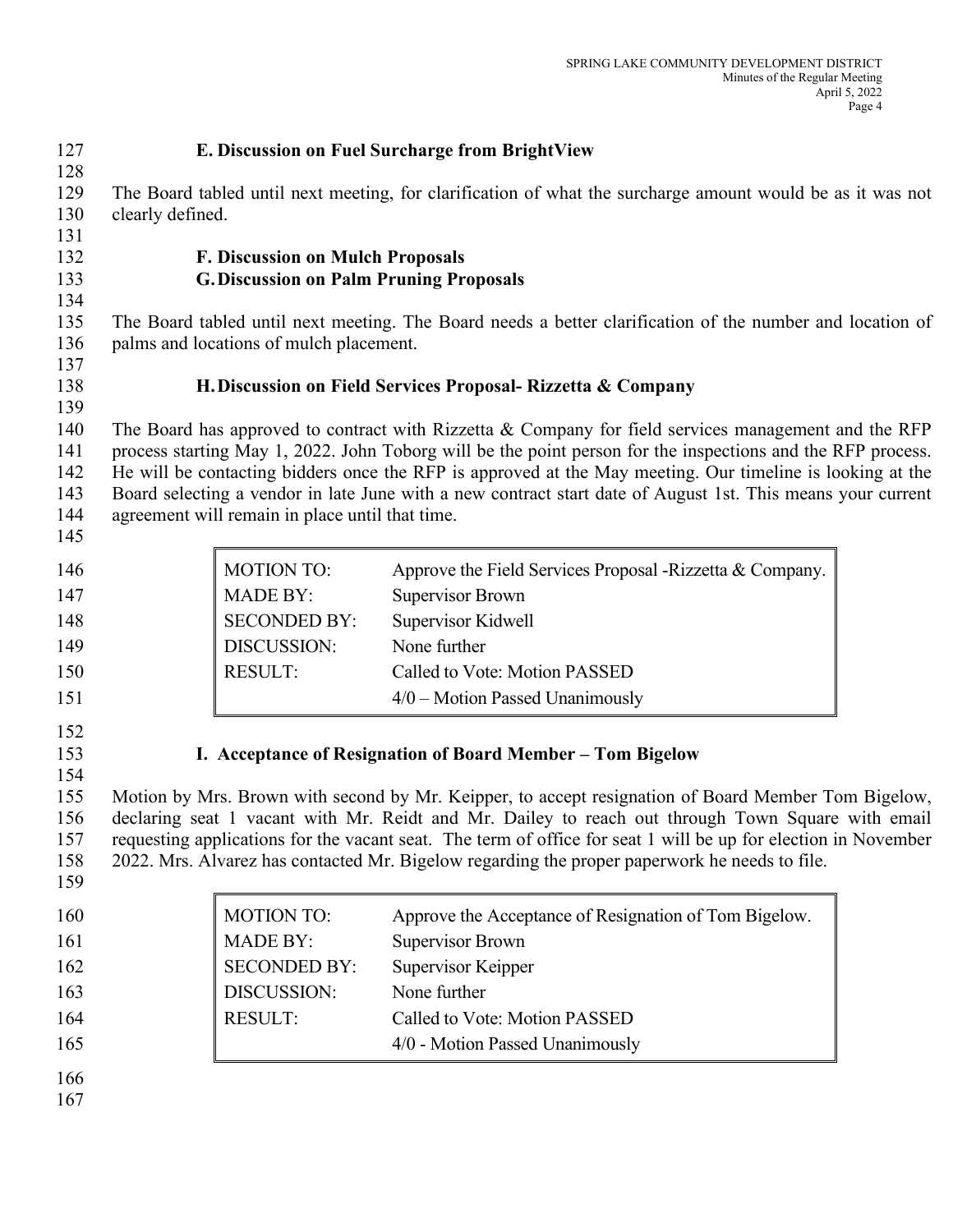### E. Discussion on Fuel Surcharge from BrightView

The Board tabled until next meeting, for clarification of what the surcharge amount would be as it was not clearly defined.

### F. Discussion on Mulch Proposals

### G. Discussion on Palm Pruning Proposals

The Board tabled until next meeting. The Board needs a better clarification of the number and location of palms and locations of mulch placement.

### H. Discussion on Field Services Proposal- Rizzetta & Company

The Board has approved to contract with Rizzetta & Company for field services management and the RFP process starting May 1, 2022. John Toborg will be the point person for the inspections and the RFP process. He will be contacting bidders once the RFP is approved at the May meeting. Our timeline is looking at the Board selecting a vendor in late June with a new contract start date of August 1st. This means your current agreement will remain in place until that time.

| | |
|---|---|
| MOTION TO: | Approve the Field Services Proposal -Rizzetta & Company. |
| MADE BY: | Supervisor Brown |
| SECONDED BY: | Supervisor Kidwell |
| DISCUSSION: | None further |
| RESULT: | Called to Vote: Motion PASSED |
| | 4/0 – Motion Passed Unanimously |

### I. Acceptance of Resignation of Board Member – Tom Bigelow

Motion by Mrs. Brown with second by Mr. Keipper, to accept resignation of Board Member Tom Bigelow, declaring seat 1 vacant with Mr. Reidt and Mr. Dailey to reach out through Town Square with email requesting applications for the vacant seat. The term of office for seat 1 will be up for election in November 2022. Mrs. Alvarez has contacted Mr. Bigelow regarding the proper paperwork he needs to file.

| | |
|---|---|
| MOTION TO: | Approve the Acceptance of Resignation of Tom Bigelow. |
| MADE BY: | Supervisor Brown |
| SECONDED BY: | Supervisor Keipper |
| DISCUSSION: | None further |
| RESULT: | Called to Vote: Motion PASSED |
| | 4/0 - Motion Passed Unanimously |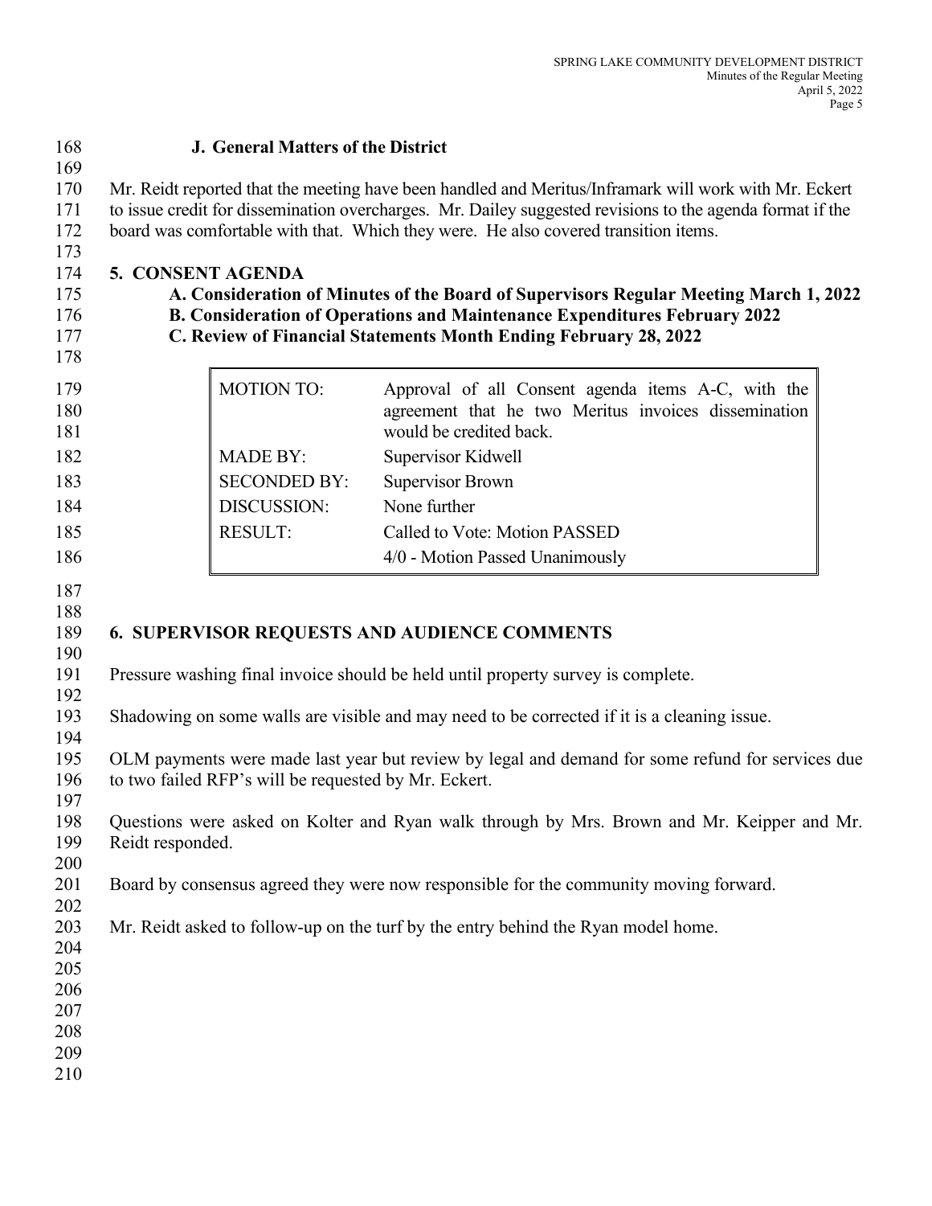### J. General Matters of the District

Mr. Reidt reported that the meeting have been handled and Meritus/Inframark will work with Mr. Eckert to issue credit for dissemination overcharges. Mr. Dailey suggested revisions to the agenda format if the board was comfortable with that. Which they were. He also covered transition items.

## 5. CONSENT AGENDA

**A. Consideration of Minutes of the Board of Supervisors Regular Meeting March 1, 2022**
**B. Consideration of Operations and Maintenance Expenditures February 2022**
**C. Review of Financial Statements Month Ending February 28, 2022**

| | |
|---|---|
| MOTION TO: | Approval of all Consent agenda items A-C, with the agreement that he two Meritus invoices dissemination would be credited back. |
| MADE BY: | Supervisor Kidwell |
| SECONDED BY: | Supervisor Brown |
| DISCUSSION: | None further |
| RESULT: | Called to Vote: Motion PASSED<br>4/0 - Motion Passed Unanimously |

## 6. SUPERVISOR REQUESTS AND AUDIENCE COMMENTS

Pressure washing final invoice should be held until property survey is complete.

Shadowing on some walls are visible and may need to be corrected if it is a cleaning issue.

OLM payments were made last year but review by legal and demand for some refund for services due to two failed RFP's will be requested by Mr. Eckert.

Questions were asked on Kolter and Ryan walk through by Mrs. Brown and Mr. Keipper and Mr. Reidt responded.

Board by consensus agreed they were now responsible for the community moving forward.

Mr. Reidt asked to follow-up on the turf by the entry behind the Ryan model home.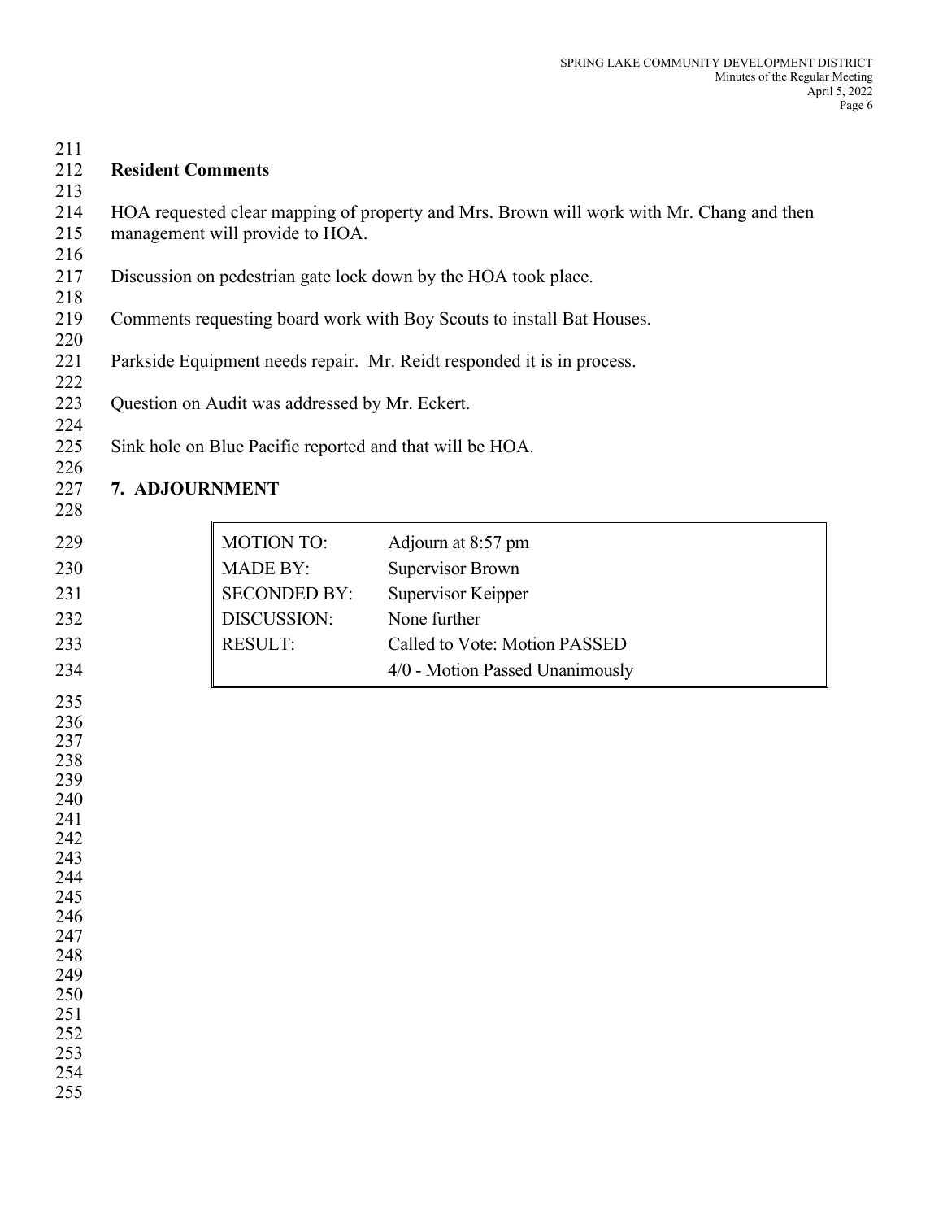**Resident Comments**

HOA requested clear mapping of property and Mrs. Brown will work with Mr. Chang and then management will provide to HOA.

Discussion on pedestrian gate lock down by the HOA took place.

Comments requesting board work with Boy Scouts to install Bat Houses.

Parkside Equipment needs repair. Mr. Reidt responded it is in process.

Question on Audit was addressed by Mr. Eckert.

Sink hole on Blue Pacific reported and that will be HOA.

**7. ADJOURNMENT**

| | |
|---|---|
| MOTION TO: | Adjourn at 8:57 pm |
| MADE BY: | Supervisor Brown |
| SECONDED BY: | Supervisor Keipper |
| DISCUSSION: | None further |
| RESULT: | Called to Vote: Motion PASSED |
| | 4/0 - Motion Passed Unanimously |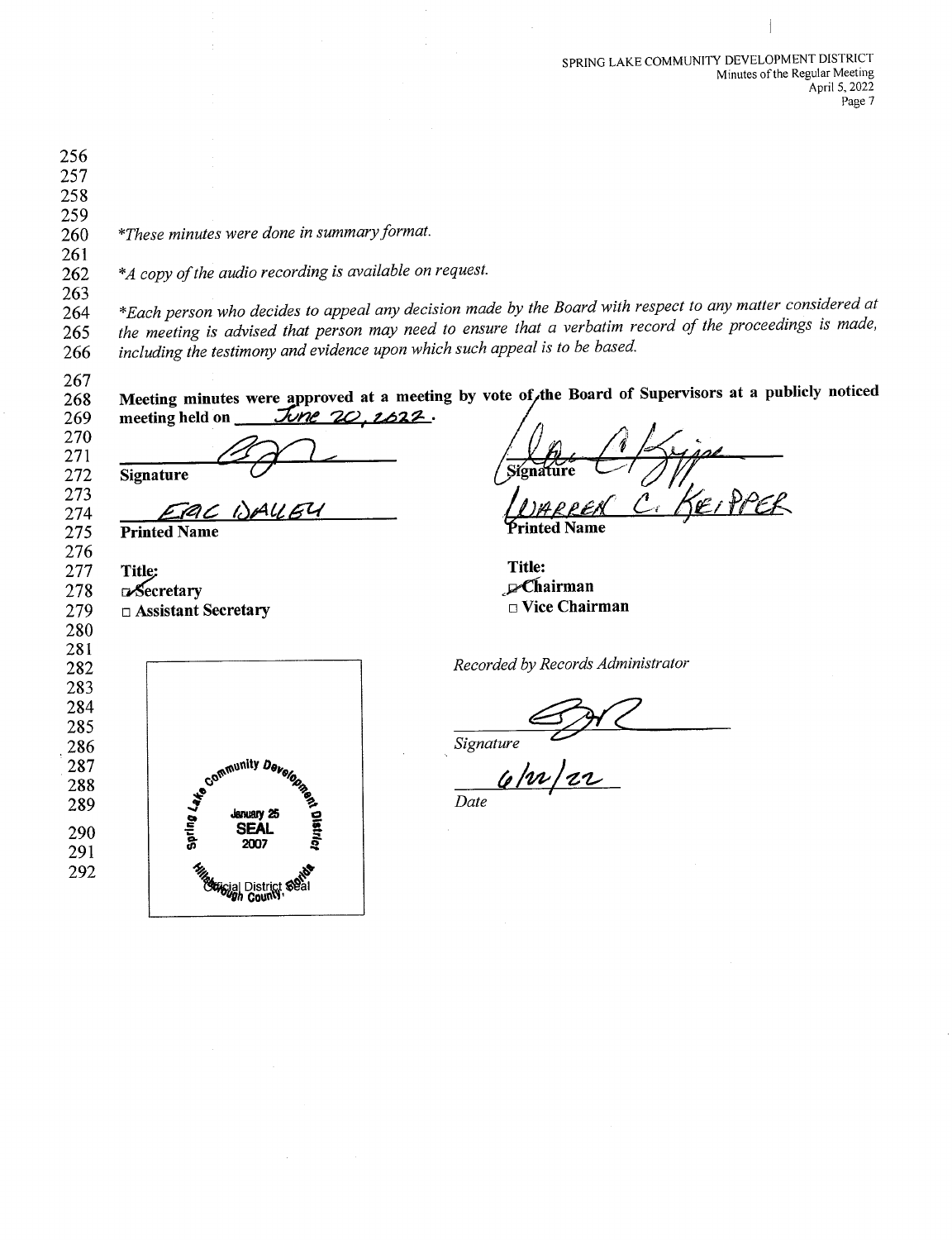*These minutes were done in summary format.

*A copy of the audio recording is available on request.

*Each person who decides to appeal any decision made by the Board with respect to any matter considered at the meeting is advised that person may need to ensure that a verbatim record of the proceedings is made, including the testimony and evidence upon which such appeal is to be based.

**Meeting minutes were approved at a meeting by vote of the Board of Supervisors at a publicly noticed meeting held on** June 20, 2022.

**Signature**

ERIC DAVIDSON

**Printed Name**

**Title:**
☑ **Secretary**
☐ **Assistant Secretary**

**Signature**

WARREN C. KEIPPER

**Printed Name**

**Title:**
☑ **Chairman**
☐ **Vice Chairman**

Spring Lake Community Development District
January 25
SEAL
2007
Official District Seal
Hillsborough County, Florida

*Recorded by Records Administrator*

*Signature*

6/22/22

*Date*